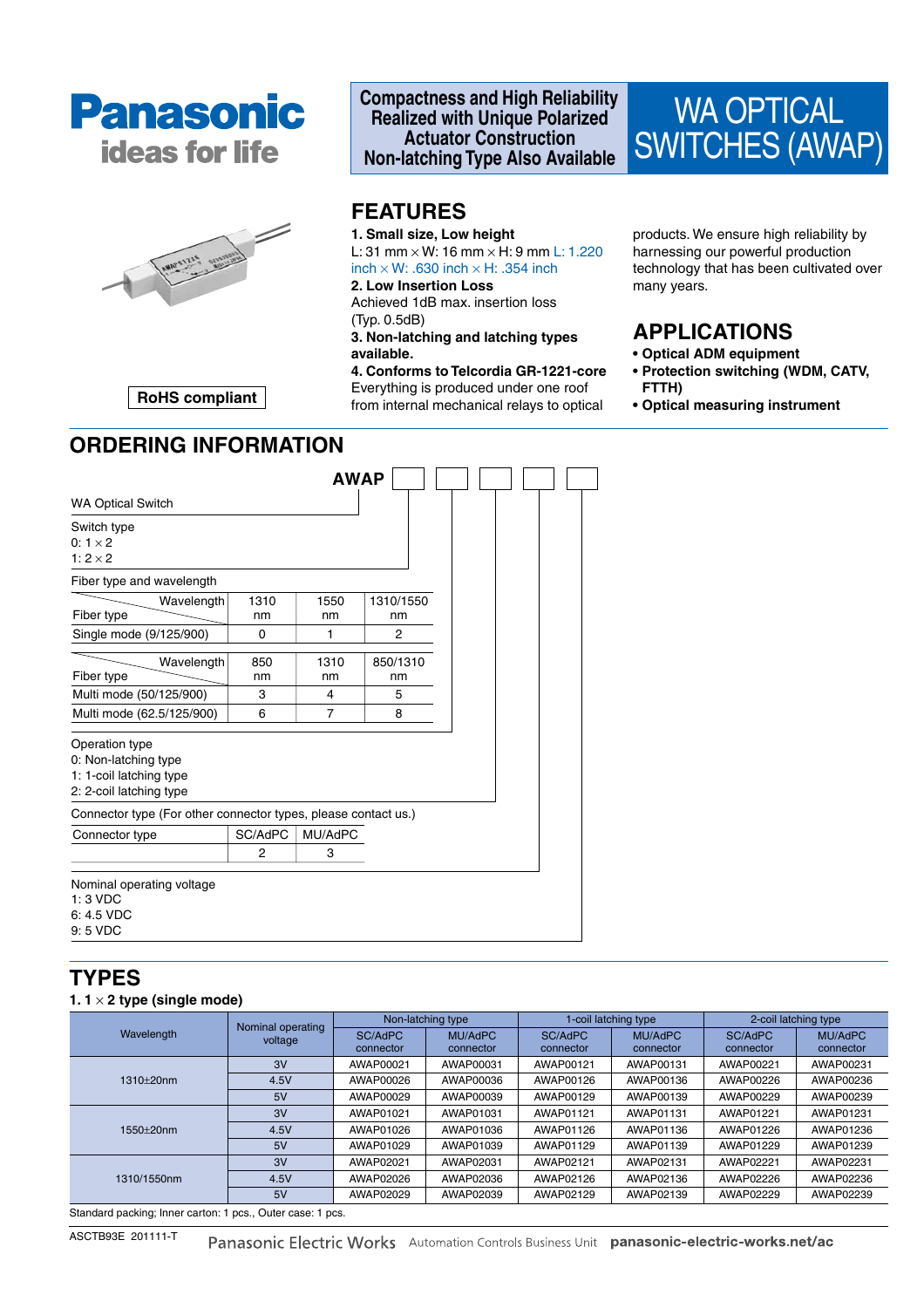Panasonic
ideas for life

# Compactness and High Reliability Realized with Unique Polarized Actuator Construction Non-latching Type Also Available

# WA OPTICAL SWITCHES (AWAP)

RoHS compliant

## FEATURES

**1. Small size, Low height**
L: 31 mm × W: 16 mm × H: 9 mm L: 1.220 inch × W: .630 inch × H: .354 inch

**2. Low Insertion Loss**
Achieved 1dB max. insertion loss (Typ. 0.5dB)

**3. Non-latching and latching types available.**

**4. Conforms to Telcordia GR-1221-core**
Everything is produced under one roof from internal mechanical relays to optical products. We ensure high reliability by harnessing our powerful production technology that has been cultivated over many years.

## APPLICATIONS

- **Optical ADM equipment**
- **Protection switching (WDM, CATV, FTTH)**
- **Optical measuring instrument**

## ORDERING INFORMATION

AWAP ☐ ☐ ☐ ☐ ☐

WA Optical Switch

Switch type
0: 1 × 2
1: 2 × 2

Fiber type and wavelength

| Fiber type \ Wavelength | 1310 nm | 1550 nm | 1310/1550 nm |
|---|---|---|---|
| Single mode (9/125/900) | 0 | 1 | 2 |

| Fiber type \ Wavelength | 850 nm | 1310 nm | 850/1310 nm |
|---|---|---|---|
| Multi mode (50/125/900) | 3 | 4 | 5 |
| Multi mode (62.5/125/900) | 6 | 7 | 8 |

Operation type
0: Non-latching type
1: 1-coil latching type
2: 2-coil latching type

Connector type (For other connector types, please contact us.)

| Connector type | SC/AdPC | MU/AdPC |
|---|---|---|
| | 2 | 3 |

Nominal operating voltage
1: 3 VDC
6: 4.5 VDC
9: 5 VDC

## TYPES

**1. 1 × 2 type (single mode)**

| Wavelength | Nominal operating voltage | Non-latching type | | 1-coil latching type | | 2-coil latching type | |
|---|---|---|---|---|---|---|---|
| | | SC/AdPC connector | MU/AdPC connector | SC/AdPC connector | MU/AdPC connector | SC/AdPC connector | MU/AdPC connector |
| 1310±20nm | 3V | AWAP00021 | AWAP00031 | AWAP00121 | AWAP00131 | AWAP00221 | AWAP00231 |
| | 4.5V | AWAP00026 | AWAP00036 | AWAP00126 | AWAP00136 | AWAP00226 | AWAP00236 |
| | 5V | AWAP00029 | AWAP00039 | AWAP00129 | AWAP00139 | AWAP00229 | AWAP00239 |
| 1550±20nm | 3V | AWAP01021 | AWAP01031 | AWAP01121 | AWAP01131 | AWAP01221 | AWAP01231 |
| | 4.5V | AWAP01026 | AWAP01036 | AWAP01126 | AWAP01136 | AWAP01226 | AWAP01236 |
| | 5V | AWAP01029 | AWAP01039 | AWAP01129 | AWAP01139 | AWAP01229 | AWAP01239 |
| 1310/1550nm | 3V | AWAP02021 | AWAP02031 | AWAP02121 | AWAP02131 | AWAP02221 | AWAP02231 |
| | 4.5V | AWAP02026 | AWAP02036 | AWAP02126 | AWAP02136 | AWAP02226 | AWAP02236 |
| | 5V | AWAP02029 | AWAP02039 | AWAP02129 | AWAP02139 | AWAP02229 | AWAP02239 |

Standard packing; Inner carton: 1 pcs., Outer case: 1 pcs.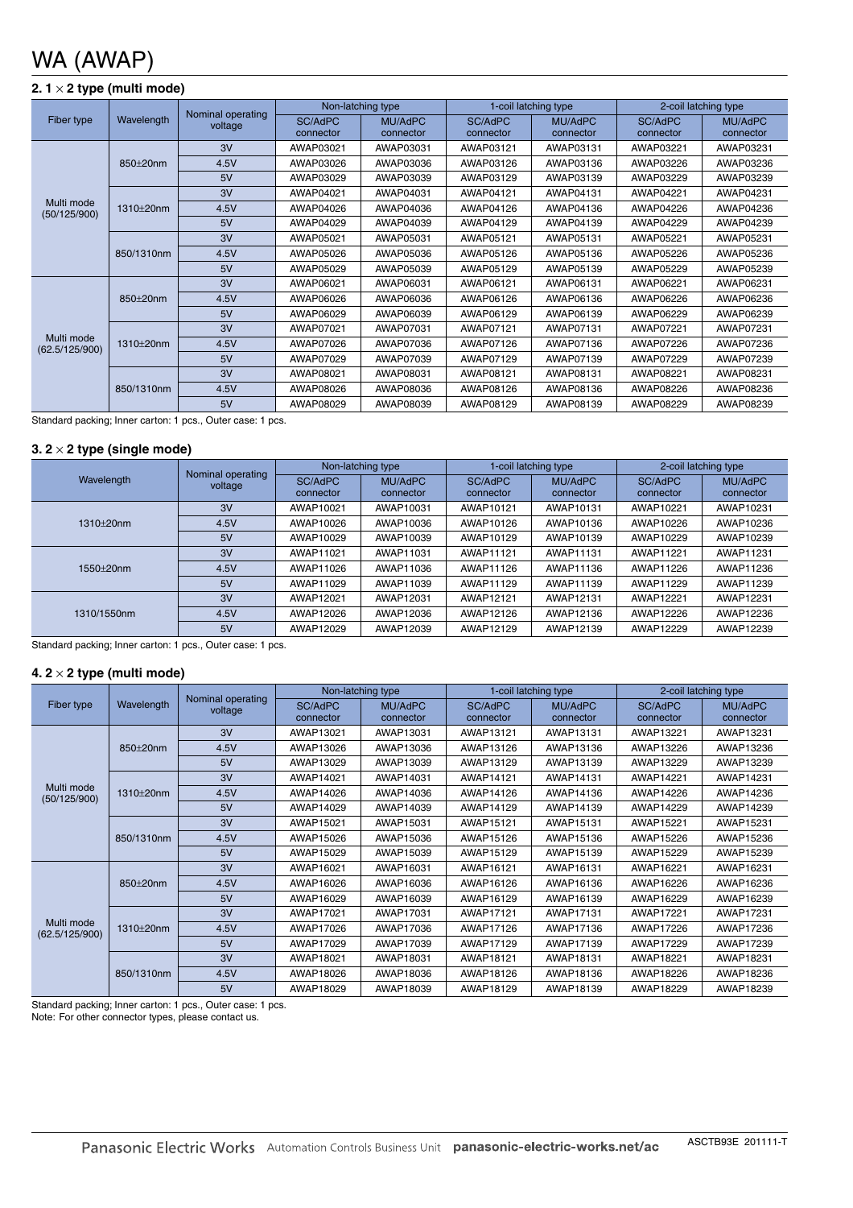# WA (AWAP)

### 2. 1 × 2 type (multi mode)

| Fiber type | Wavelength | Nominal operating voltage | Non-latching type | | 1-coil latching type | | 2-coil latching type | |
|---|---|---|---|---|---|---|---|---|
| | | | SC/AdPC connector | MU/AdPC connector | SC/AdPC connector | MU/AdPC connector | SC/AdPC connector | MU/AdPC connector |
| Multi mode (50/125/900) | 850±20nm | 3V | AWAP03021 | AWAP03031 | AWAP03121 | AWAP03131 | AWAP03221 | AWAP03231 |
| | | 4.5V | AWAP03026 | AWAP03036 | AWAP03126 | AWAP03136 | AWAP03226 | AWAP03236 |
| | | 5V | AWAP03029 | AWAP03039 | AWAP03129 | AWAP03139 | AWAP03229 | AWAP03239 |
| | 1310±20nm | 3V | AWAP04021 | AWAP04031 | AWAP04121 | AWAP04131 | AWAP04221 | AWAP04231 |
| | | 4.5V | AWAP04026 | AWAP04036 | AWAP04126 | AWAP04136 | AWAP04226 | AWAP04236 |
| | | 5V | AWAP04029 | AWAP04039 | AWAP04129 | AWAP04139 | AWAP04229 | AWAP04239 |
| | 850/1310nm | 3V | AWAP05021 | AWAP05031 | AWAP05121 | AWAP05131 | AWAP05221 | AWAP05231 |
| | | 4.5V | AWAP05026 | AWAP05036 | AWAP05126 | AWAP05136 | AWAP05226 | AWAP05236 |
| | | 5V | AWAP05029 | AWAP05039 | AWAP05129 | AWAP05139 | AWAP05229 | AWAP05239 |
| Multi mode (62.5/125/900) | 850±20nm | 3V | AWAP06021 | AWAP06031 | AWAP06121 | AWAP06131 | AWAP06221 | AWAP06231 |
| | | 4.5V | AWAP06026 | AWAP06036 | AWAP06126 | AWAP06136 | AWAP06226 | AWAP06236 |
| | | 5V | AWAP06029 | AWAP06039 | AWAP06129 | AWAP06139 | AWAP06229 | AWAP06239 |
| | 1310±20nm | 3V | AWAP07021 | AWAP07031 | AWAP07121 | AWAP07131 | AWAP07221 | AWAP07231 |
| | | 4.5V | AWAP07026 | AWAP07036 | AWAP07126 | AWAP07136 | AWAP07226 | AWAP07236 |
| | | 5V | AWAP07029 | AWAP07039 | AWAP07129 | AWAP07139 | AWAP07229 | AWAP07239 |
| | 850/1310nm | 3V | AWAP08021 | AWAP08031 | AWAP08121 | AWAP08131 | AWAP08221 | AWAP08231 |
| | | 4.5V | AWAP08026 | AWAP08036 | AWAP08126 | AWAP08136 | AWAP08226 | AWAP08236 |
| | | 5V | AWAP08029 | AWAP08039 | AWAP08129 | AWAP08139 | AWAP08229 | AWAP08239 |

Standard packing; Inner carton: 1 pcs., Outer case: 1 pcs.

### 3. 2 × 2 type (single mode)

| Wavelength | Nominal operating voltage | Non-latching type | | 1-coil latching type | | 2-coil latching type | |
|---|---|---|---|---|---|---|---|
| | | SC/AdPC connector | MU/AdPC connector | SC/AdPC connector | MU/AdPC connector | SC/AdPC connector | MU/AdPC connector |
| 1310±20nm | 3V | AWAP10021 | AWAP10031 | AWAP10121 | AWAP10131 | AWAP10221 | AWAP10231 |
| | 4.5V | AWAP10026 | AWAP10036 | AWAP10126 | AWAP10136 | AWAP10226 | AWAP10236 |
| | 5V | AWAP10029 | AWAP10039 | AWAP10129 | AWAP10139 | AWAP10229 | AWAP10239 |
| 1550±20nm | 3V | AWAP11021 | AWAP11031 | AWAP11121 | AWAP11131 | AWAP11221 | AWAP11231 |
| | 4.5V | AWAP11026 | AWAP11036 | AWAP11126 | AWAP11136 | AWAP11226 | AWAP11236 |
| | 5V | AWAP11029 | AWAP11039 | AWAP11129 | AWAP11139 | AWAP11229 | AWAP11239 |
| 1310/1550nm | 3V | AWAP12021 | AWAP12031 | AWAP12121 | AWAP12131 | AWAP12221 | AWAP12231 |
| | 4.5V | AWAP12026 | AWAP12036 | AWAP12126 | AWAP12136 | AWAP12226 | AWAP12236 |
| | 5V | AWAP12029 | AWAP12039 | AWAP12129 | AWAP12139 | AWAP12229 | AWAP12239 |

Standard packing; Inner carton: 1 pcs., Outer case: 1 pcs.

### 4. 2 × 2 type (multi mode)

| Fiber type | Wavelength | Nominal operating voltage | Non-latching type | | 1-coil latching type | | 2-coil latching type | |
|---|---|---|---|---|---|---|---|---|
| | | | SC/AdPC connector | MU/AdPC connector | SC/AdPC connector | MU/AdPC connector | SC/AdPC connector | MU/AdPC connector |
| Multi mode (50/125/900) | 850±20nm | 3V | AWAP13021 | AWAP13031 | AWAP13121 | AWAP13131 | AWAP13221 | AWAP13231 |
| | | 4.5V | AWAP13026 | AWAP13036 | AWAP13126 | AWAP13136 | AWAP13226 | AWAP13236 |
| | | 5V | AWAP13029 | AWAP13039 | AWAP13129 | AWAP13139 | AWAP13229 | AWAP13239 |
| | 1310±20nm | 3V | AWAP14021 | AWAP14031 | AWAP14121 | AWAP14131 | AWAP14221 | AWAP14231 |
| | | 4.5V | AWAP14026 | AWAP14036 | AWAP14126 | AWAP14136 | AWAP14226 | AWAP14236 |
| | | 5V | AWAP14029 | AWAP14039 | AWAP14129 | AWAP14139 | AWAP14229 | AWAP14239 |
| | 850/1310nm | 3V | AWAP15021 | AWAP15031 | AWAP15121 | AWAP15131 | AWAP15221 | AWAP15231 |
| | | 4.5V | AWAP15026 | AWAP15036 | AWAP15126 | AWAP15136 | AWAP15226 | AWAP15236 |
| | | 5V | AWAP15029 | AWAP15039 | AWAP15129 | AWAP15139 | AWAP15229 | AWAP15239 |
| Multi mode (62.5/125/900) | 850±20nm | 3V | AWAP16021 | AWAP16031 | AWAP16121 | AWAP16131 | AWAP16221 | AWAP16231 |
| | | 4.5V | AWAP16026 | AWAP16036 | AWAP16126 | AWAP16136 | AWAP16226 | AWAP16236 |
| | | 5V | AWAP16029 | AWAP16039 | AWAP16129 | AWAP16139 | AWAP16229 | AWAP16239 |
| | 1310±20nm | 3V | AWAP17021 | AWAP17031 | AWAP17121 | AWAP17131 | AWAP17221 | AWAP17231 |
| | | 4.5V | AWAP17026 | AWAP17036 | AWAP17126 | AWAP17136 | AWAP17226 | AWAP17236 |
| | | 5V | AWAP17029 | AWAP17039 | AWAP17129 | AWAP17139 | AWAP17229 | AWAP17239 |
| | 850/1310nm | 3V | AWAP18021 | AWAP18031 | AWAP18121 | AWAP18131 | AWAP18221 | AWAP18231 |
| | | 4.5V | AWAP18026 | AWAP18036 | AWAP18126 | AWAP18136 | AWAP18226 | AWAP18236 |
| | | 5V | AWAP18029 | AWAP18039 | AWAP18129 | AWAP18139 | AWAP18229 | AWAP18239 |

Standard packing; Inner carton: 1 pcs., Outer case: 1 pcs.
Note: For other connector types, please contact us.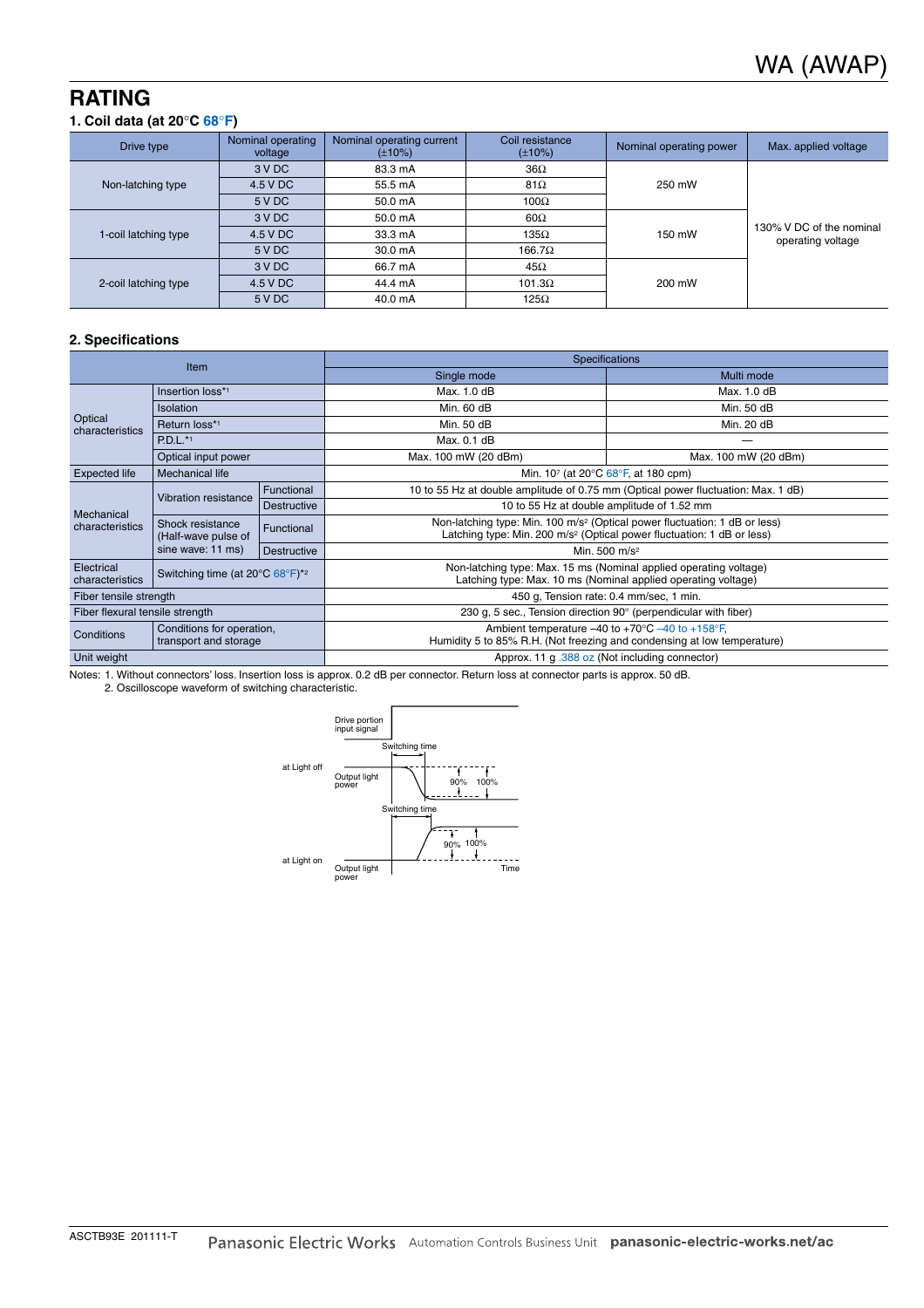## RATING

### 1. Coil data (at 20°C 68°F)

| Drive type | Nominal operating voltage | Nominal operating current (±10%) | Coil resistance (±10%) | Nominal operating power | Max. applied voltage |
|---|---|---|---|---|---|
| Non-latching type | 3 V DC | 83.3 mA | 36Ω | 250 mW | 130% V DC of the nominal operating voltage |
| | 4.5 V DC | 55.5 mA | 81Ω | | |
| | 5 V DC | 50.0 mA | 100Ω | | |
| 1-coil latching type | 3 V DC | 50.0 mA | 60Ω | 150 mW | |
| | 4.5 V DC | 33.3 mA | 135Ω | | |
| | 5 V DC | 30.0 mA | 166.7Ω | | |
| 2-coil latching type | 3 V DC | 66.7 mA | 45Ω | 200 mW | |
| | 4.5 V DC | 44.4 mA | 101.3Ω | | |
| | 5 V DC | 40.0 mA | 125Ω | | |

### 2. Specifications

| Item | | | Specifications: Single mode | Specifications: Multi mode |
|---|---|---|---|---|
| Optical characteristics | Insertion loss*1 | | Max. 1.0 dB | Max. 1.0 dB |
| | Isolation | | Min. 60 dB | Min. 50 dB |
| | Return loss*1 | | Min. 50 dB | Min. 20 dB |
| | P.D.L.*1 | | Max. 0.1 dB | — |
| | Optical input power | | Max. 100 mW (20 dBm) | Max. 100 mW (20 dBm) |
| Expected life | Mechanical life | | Min. $10^7$ (at 20°C 68°F, at 180 cpm) | |
| Mechanical characteristics | Vibration resistance | Functional | 10 to 55 Hz at double amplitude of 0.75 mm (Optical power fluctuation: Max. 1 dB) | |
| | | Destructive | 10 to 55 Hz at double amplitude of 1.52 mm | |
| | Shock resistance (Half-wave pulse of sine wave: 11 ms) | Functional | Non-latching type: Min. 100 m/s² (Optical power fluctuation: 1 dB or less) Latching type: Min. 200 m/s² (Optical power fluctuation: 1 dB or less) | |
| | | Destructive | Min. 500 m/s² | |
| Electrical characteristics | Switching time (at 20°C 68°F)*2 | | Non-latching type: Max. 15 ms (Nominal applied operating voltage) Latching type: Max. 10 ms (Nominal applied operating voltage) | |
| Fiber tensile strength | | | 450 g, Tension rate: 0.4 mm/sec, 1 min. | |
| Fiber flexural tensile strength | | | 230 g, 5 sec., Tension direction 90° (perpendicular with fiber) | |
| Conditions | Conditions for operation, transport and storage | | Ambient temperature –40 to +70°C –40 to +158°F, Humidity 5 to 85% R.H. (Not freezing and condensing at low temperature) | |
| Unit weight | | | Approx. 11 g .388 oz (Not including connector) | |

Notes: 1. Without connectors' loss. Insertion loss is approx. 0.2 dB per connector. Return loss at connector parts is approx. 50 dB.
2. Oscilloscope waveform of switching characteristic.

Drive portion input signal
Switching time
at Light off — Output light power — 90% 100%
Switching time
at Light on — Output light power — 90% 100%
Time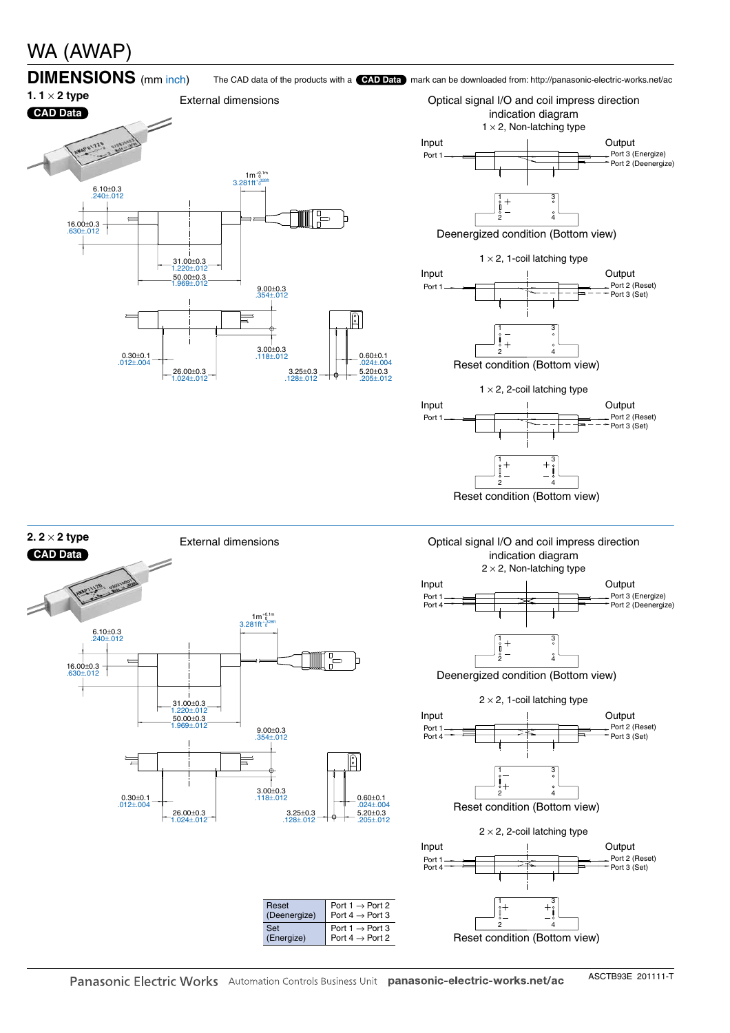# WA (AWAP)

## DIMENSIONS (mm inch)

The CAD data of the products with a CAD Data mark can be downloaded from: http://panasonic-electric-works.net/ac

### 1. 1 × 2 type

CAD Data

External dimensions

6.10±0.3
.240±.012

16.00±0.3
.630±.012

1m $^{+0.1m}_{0}$
3.281ft $^{+.328ft}_{0}$

31.00±0.3
1.220±.012

50.00±0.3
1.969±.012

9.00±0.3
.354±.012

3.00±0.3
.118±.012

0.30±0.1
.012±.004

26.00±0.3
1.024±.012

3.25±0.3
.128±.012

0.60±0.1
.024±.004

5.20±0.3
.205±.012

Optical signal I/O and coil impress direction indication diagram

1 × 2, Non-latching type

Input: Port 1
Output: Port 3 (Energize), Port 2 (Deenergize)

Deenergized condition (Bottom view)

1 × 2, 1-coil latching type

Input: Port 1
Output: Port 2 (Reset), Port 3 (Set)

Reset condition (Bottom view)

1 × 2, 2-coil latching type

Input: Port 1
Output: Port 2 (Reset), Port 3 (Set)

Reset condition (Bottom view)

### 2. 2 × 2 type

CAD Data

External dimensions

6.10±0.3
.240±.012

16.00±0.3
.630±.012

1m $^{+0.1m}_{0}$
3.281ft $^{+.328ft}_{0}$

31.00±0.3
1.220±.012

50.00±0.3
1.969±.012

9.00±0.3
.354±.012

3.00±0.3
.118±.012

0.30±0.1
.012±.004

26.00±0.3
1.024±.012

3.25±0.3
.128±.012

0.60±0.1
.024±.004

5.20±0.3
.205±.012

Optical signal I/O and coil impress direction indication diagram

2 × 2, Non-latching type

Input: Port 1, Port 4
Output: Port 3 (Energize), Port 2 (Deenergize)

Deenergized condition (Bottom view)

2 × 2, 1-coil latching type

Input: Port 1, Port 4
Output: Port 2 (Reset), Port 3 (Set)

Reset condition (Bottom view)

2 × 2, 2-coil latching type

Input: Port 1, Port 4
Output: Port 2 (Reset), Port 3 (Set)

Reset condition (Bottom view)

| | |
|---|---|
| Reset (Deenergize) | Port 1 → Port 2<br>Port 4 → Port 3 |
| Set (Energize) | Port 1 → Port 3<br>Port 4 → Port 2 |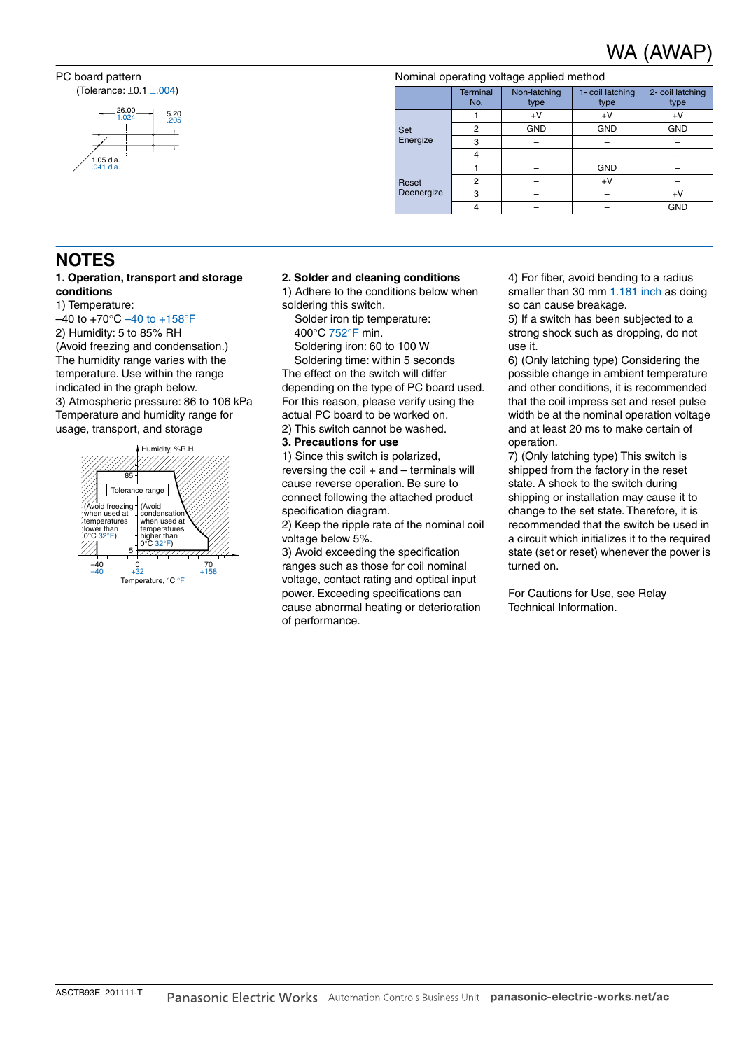# WA (AWAP)

PC board pattern

(Tolerance: ±0.1 ±.004)

26.00
1.024

5.20
.205

1.05 dia.
.041 dia.

Nominal operating voltage applied method

| | Terminal No. | Non-latching type | 1- coil latching type | 2- coil latching type |
|---|---|---|---|---|
| Set Energize | 1 | +V | +V | +V |
| | 2 | GND | GND | GND |
| | 3 | – | – | – |
| | 4 | – | – | – |
| Reset Deenergize | 1 | – | GND | – |
| | 2 | – | +V | – |
| | 3 | – | – | +V |
| | 4 | – | – | GND |

## NOTES

**1. Operation, transport and storage conditions**

1) Temperature:
–40 to +70°C –40 to +158°F

2) Humidity: 5 to 85% RH
(Avoid freezing and condensation.)
The humidity range varies with the temperature. Use within the range indicated in the graph below.

3) Atmospheric pressure: 86 to 106 kPa
Temperature and humidity range for usage, transport, and storage

Humidity, %R.H.
85
Tolerance range
(Avoid freezing when used at temperatures lower than 0°C 32°F)
(Avoid condensation when used at temperatures higher than 0°C 32°F)
5
–40
–40
0
+32
70
+158
Temperature, °C °F

**2. Solder and cleaning conditions**

1) Adhere to the conditions below when soldering this switch.
Solder iron tip temperature:
400°C 752°F min.
Soldering iron: 60 to 100 W
Soldering time: within 5 seconds
The effect on the switch will differ depending on the type of PC board used. For this reason, please verify using the actual PC board to be worked on.

2) This switch cannot be washed.

**3. Precautions for use**

1) Since this switch is polarized, reversing the coil + and – terminals will cause reverse operation. Be sure to connect following the attached product specification diagram.

2) Keep the ripple rate of the nominal coil voltage below 5%.

3) Avoid exceeding the specification ranges such as those for coil nominal voltage, contact rating and optical input power. Exceeding specifications can cause abnormal heating or deterioration of performance.

4) For fiber, avoid bending to a radius smaller than 30 mm 1.181 inch as doing so can cause breakage.

5) If a switch has been subjected to a strong shock such as dropping, do not use it.

6) (Only latching type) Considering the possible change in ambient temperature and other conditions, it is recommended that the coil impress set and reset pulse width be at the nominal operation voltage and at least 20 ms to make certain of operation.

7) (Only latching type) This switch is shipped from the factory in the reset state. A shock to the switch during shipping or installation may cause it to change to the set state. Therefore, it is recommended that the switch be used in a circuit which initializes it to the required state (set or reset) whenever the power is turned on.

For Cautions for Use, see Relay Technical Information.